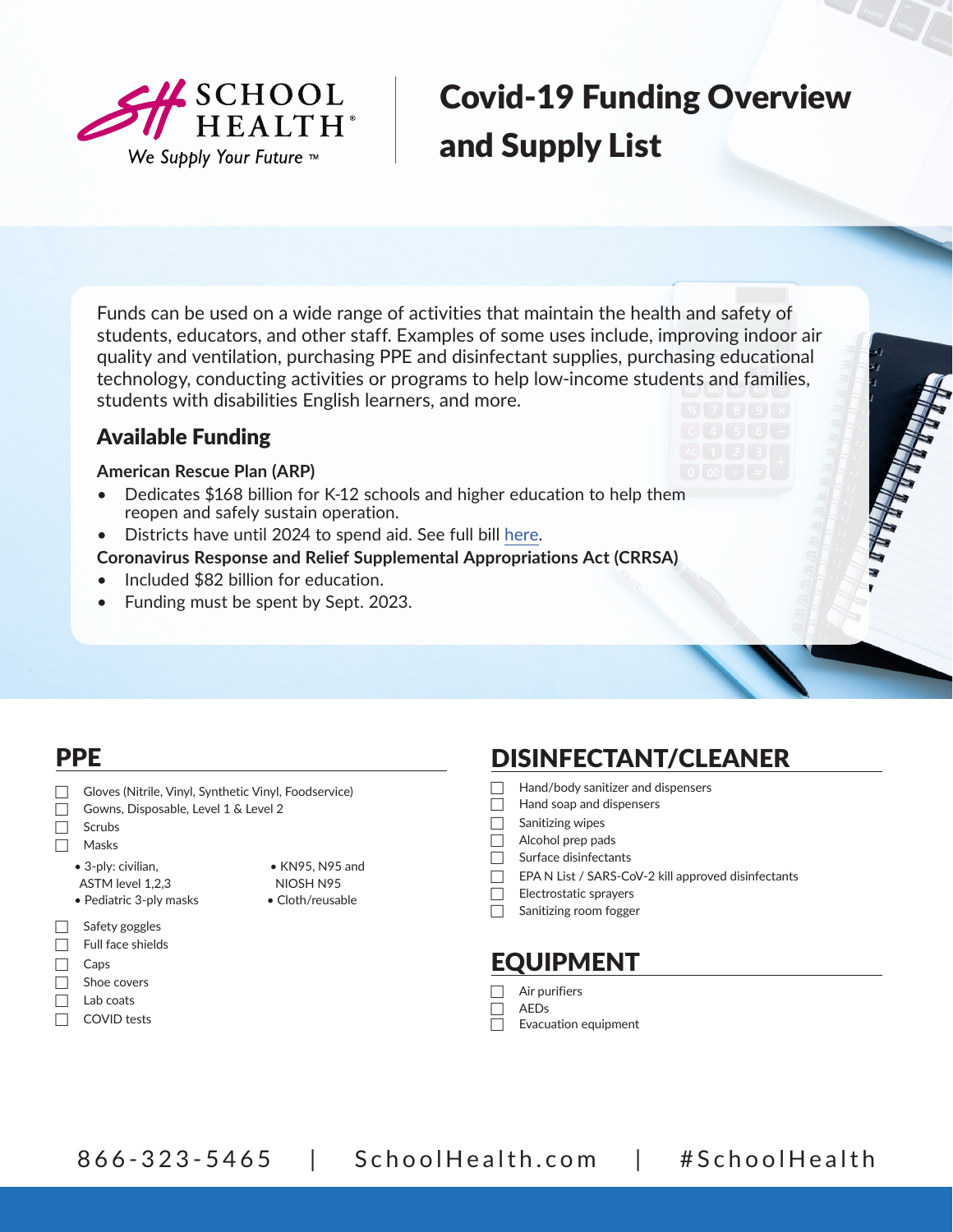SCHOOL HEALTH®

We Supply Your Future ™

# Covid-19 Funding Overview and Supply List

Funds can be used on a wide range of activities that maintain the health and safety of students, educators, and other staff. Examples of some uses include, improving indoor air quality and ventilation, purchasing PPE and disinfectant supplies, purchasing educational technology, conducting activities or programs to help low-income students and families, students with disabilities English learners, and more.

## Available Funding

**American Rescue Plan (ARP)**

- Dedicates $168 billion for K-12 schools and higher education to help them reopen and safely sustain operation.
- Districts have until 2024 to spend aid. See full bill here.

**Coronavirus Response and Relief Supplemental Appropriations Act (CRRSA)**

- Included $82 billion for education.
- Funding must be spent by Sept. 2023.

## PPE

- [ ] Gloves (Nitrile, Vinyl, Synthetic Vinyl, Foodservice)
- [ ] Gowns, Disposable, Level 1 & Level 2
- [ ] Scrubs
- [ ] Masks
  - 3-ply: civilian, ASTM level 1,2,3
  - Pediatric 3-ply masks
  - KN95, N95 and NIOSH N95
  - Cloth/reusable
- [ ] Safety goggles
- [ ] Full face shields
- [ ] Caps
- [ ] Shoe covers
- [ ] Lab coats
- [ ] COVID tests

## DISINFECTANT/CLEANER

- [ ] Hand/body sanitizer and dispensers
- [ ] Hand soap and dispensers
- [ ] Sanitizing wipes
- [ ] Alcohol prep pads
- [ ] Surface disinfectants
- [ ] EPA N List / SARS-CoV-2 kill approved disinfectants
- [ ] Electrostatic sprayers
- [ ] Sanitizing room fogger

## EQUIPMENT

- [ ] Air purifiers
- [ ] AEDs
- [ ] Evacuation equipment

866-323-5465 | SchoolHealth.com | #SchoolHealth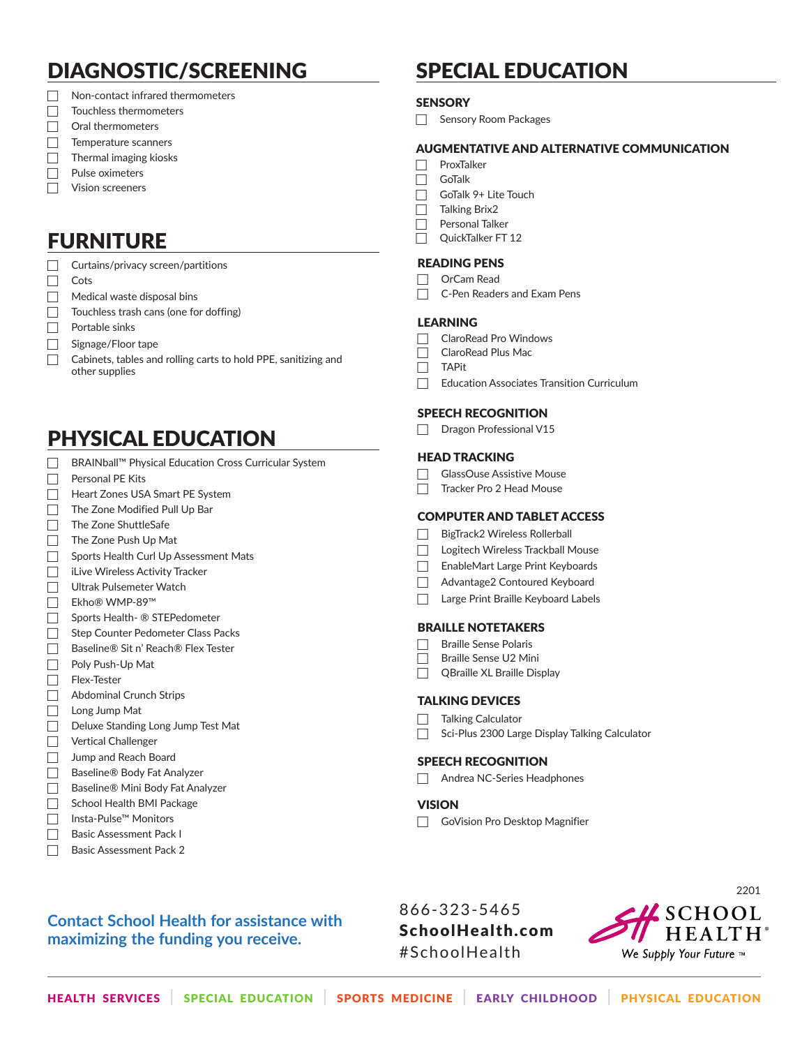## DIAGNOSTIC/SCREENING

- [ ] Non-contact infrared thermometers
- [ ] Touchless thermometers
- [ ] Oral thermometers
- [ ] Temperature scanners
- [ ] Thermal imaging kiosks
- [ ] Pulse oximeters
- [ ] Vision screeners

## FURNITURE

- [ ] Curtains/privacy screen/partitions
- [ ] Cots
- [ ] Medical waste disposal bins
- [ ] Touchless trash cans (one for doffing)
- [ ] Portable sinks
- [ ] Signage/Floor tape
- [ ] Cabinets, tables and rolling carts to hold PPE, sanitizing and other supplies

## PHYSICAL EDUCATION

- [ ] BRAINball™ Physical Education Cross Curricular System
- [ ] Personal PE Kits
- [ ] Heart Zones USA Smart PE System
- [ ] The Zone Modified Pull Up Bar
- [ ] The Zone ShuttleSafe
- [ ] The Zone Push Up Mat
- [ ] Sports Health Curl Up Assessment Mats
- [ ] iLive Wireless Activity Tracker
- [ ] Ultrak Pulsemeter Watch
- [ ] Ekho® WMP-89™
- [ ] Sports Health- ® STEPedometer
- [ ] Step Counter Pedometer Class Packs
- [ ] Baseline® Sit n' Reach® Flex Tester
- [ ] Poly Push-Up Mat
- [ ] Flex-Tester
- [ ] Abdominal Crunch Strips
- [ ] Long Jump Mat
- [ ] Deluxe Standing Long Jump Test Mat
- [ ] Vertical Challenger
- [ ] Jump and Reach Board
- [ ] Baseline® Body Fat Analyzer
- [ ] Baseline® Mini Body Fat Analyzer
- [ ] School Health BMI Package
- [ ] Insta-Pulse™ Monitors
- [ ] Basic Assessment Pack I
- [ ] Basic Assessment Pack 2

## SPECIAL EDUCATION

### SENSORY

- [ ] Sensory Room Packages

### AUGMENTATIVE AND ALTERNATIVE COMMUNICATION

- [ ] ProxTalker
- [ ] GoTalk
- [ ] GoTalk 9+ Lite Touch
- [ ] Talking Brix2
- [ ] Personal Talker
- [ ] QuickTalker FT 12

### READING PENS

- [ ] OrCam Read
- [ ] C-Pen Readers and Exam Pens

### LEARNING

- [ ] ClaroRead Pro Windows
- [ ] ClaroRead Plus Mac
- [ ] TAPit
- [ ] Education Associates Transition Curriculum

### SPEECH RECOGNITION

- [ ] Dragon Professional V15

### HEAD TRACKING

- [ ] GlassOuse Assistive Mouse
- [ ] Tracker Pro 2 Head Mouse

### COMPUTER AND TABLET ACCESS

- [ ] BigTrack2 Wireless Rollerball
- [ ] Logitech Wireless Trackball Mouse
- [ ] EnableMart Large Print Keyboards
- [ ] Advantage2 Contoured Keyboard
- [ ] Large Print Braille Keyboard Labels

### BRAILLE NOTETAKERS

- [ ] Braille Sense Polaris
- [ ] Braille Sense U2 Mini
- [ ] QBraille XL Braille Display

### TALKING DEVICES

- [ ] Talking Calculator
- [ ] Sci-Plus 2300 Large Display Talking Calculator

### SPEECH RECOGNITION

- [ ] Andrea NC-Series Headphones

### VISION

- [ ] GoVision Pro Desktop Magnifier

**Contact School Health for assistance with maximizing the funding you receive.**

866-323-5465
**SchoolHealth.com**
#SchoolHealth

2201

SCHOOL HEALTH®
We Supply Your Future ™

HEALTH SERVICES | SPECIAL EDUCATION | SPORTS MEDICINE | EARLY CHILDHOOD | PHYSICAL EDUCATION